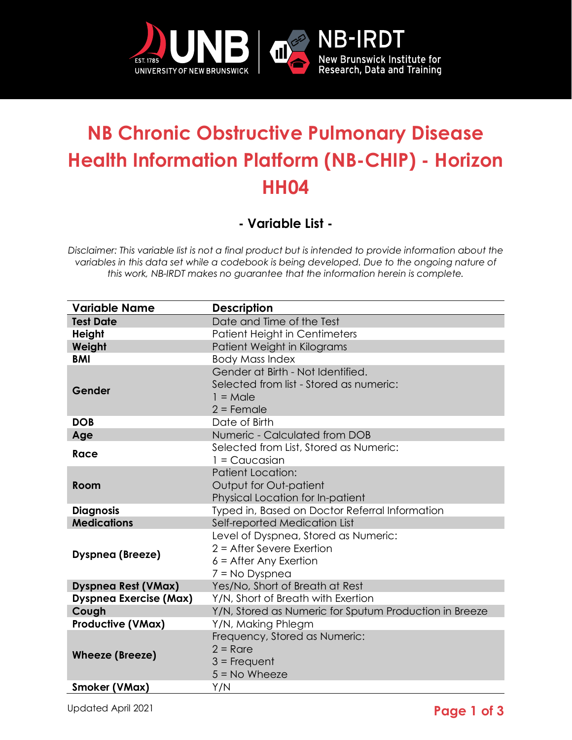# NB Chronic Obstructive Pulmonary Disease Health Information Platform (NB-CHIP) - Horizon HH04

## - Variable List -

*Disclaimer: This variable list is not a final product but is intended to provide information about the variables in this data set while a codebook is being developed. Due to the ongoing nature of this work, NB-IRDT makes no guarantee that the information herein is complete.*

| Variable Name | Description |
|---|---|
| **Test Date** | Date and Time of the Test |
| **Height** | Patient Height in Centimeters |
| **Weight** | Patient Weight in Kilograms |
| **BMI** | Body Mass Index |
| **Gender** | Gender at Birth - Not Identified.<br>Selected from list - Stored as numeric:<br>1 = Male<br>2 = Female |
| **DOB** | Date of Birth |
| **Age** | Numeric - Calculated from DOB |
| **Race** | Selected from List, Stored as Numeric:<br>1 = Caucasian |
| **Room** | Patient Location:<br>Output for Out-patient<br>Physical Location for In-patient |
| **Diagnosis** | Typed in, Based on Doctor Referral Information |
| **Medications** | Self-reported Medication List |
| **Dyspnea (Breeze)** | Level of Dyspnea, Stored as Numeric:<br>2 = After Severe Exertion<br>6 = After Any Exertion<br>7 = No Dyspnea |
| **Dyspnea Rest (VMax)** | Yes/No, Short of Breath at Rest |
| **Dyspnea Exercise (Max)** | Y/N, Short of Breath with Exertion |
| **Cough** | Y/N, Stored as Numeric for Sputum Production in Breeze |
| **Productive (VMax)** | Y/N, Making Phlegm |
| **Wheeze (Breeze)** | Frequency, Stored as Numeric:<br>2 = Rare<br>3 = Frequent<br>5 = No Wheeze |
| **Smoker (VMax)** | Y/N |

Updated April 2021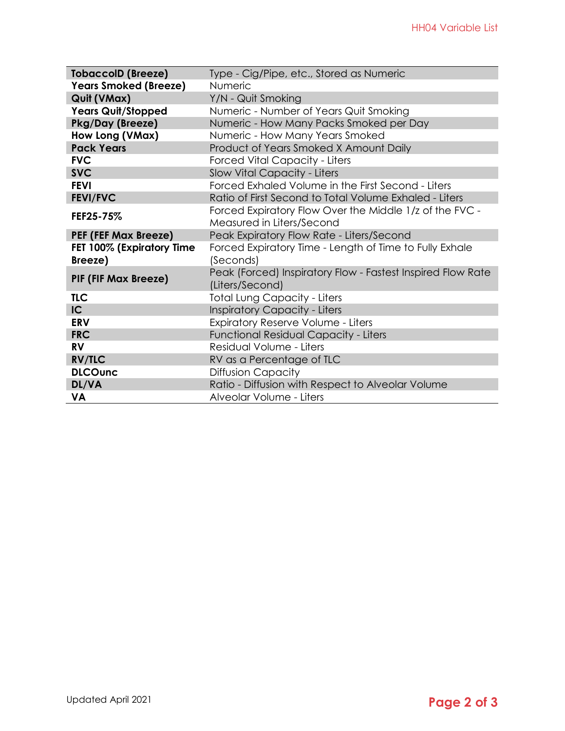| | |
|---|---|
| **TobaccoID (Breeze)** | Type - Cig/Pipe, etc., Stored as Numeric |
| **Years Smoked (Breeze)** | Numeric |
| **Quit (VMax)** | Y/N - Quit Smoking |
| **Years Quit/Stopped** | Numeric - Number of Years Quit Smoking |
| **Pkg/Day (Breeze)** | Numeric - How Many Packs Smoked per Day |
| **How Long (VMax)** | Numeric - How Many Years Smoked |
| **Pack Years** | Product of Years Smoked X Amount Daily |
| **FVC** | Forced Vital Capacity - Liters |
| **SVC** | Slow Vital Capacity - Liters |
| **FEVI** | Forced Exhaled Volume in the First Second - Liters |
| **FEVI/FVC** | Ratio of First Second to Total Volume Exhaled - Liters |
| **FEF25-75%** | Forced Expiratory Flow Over the Middle 1/z of the FVC - Measured in Liters/Second |
| **PEF (FEF Max Breeze)** | Peak Expiratory Flow Rate - Liters/Second |
| **FET 100% (Expiratory Time Breeze)** | Forced Expiratory Time - Length of Time to Fully Exhale (Seconds) |
| **PIF (FIF Max Breeze)** | Peak (Forced) Inspiratory Flow - Fastest Inspired Flow Rate (Liters/Second) |
| **TLC** | Total Lung Capacity - Liters |
| **IC** | Inspiratory Capacity - Liters |
| **ERV** | Expiratory Reserve Volume - Liters |
| **FRC** | Functional Residual Capacity - Liters |
| **RV** | Residual Volume - Liters |
| **RV/TLC** | RV as a Percentage of TLC |
| **DLCOunc** | Diffusion Capacity |
| **DL/VA** | Ratio - Diffusion with Respect to Alveolar Volume |
| **VA** | Alveolar Volume - Liters |

Updated April 2021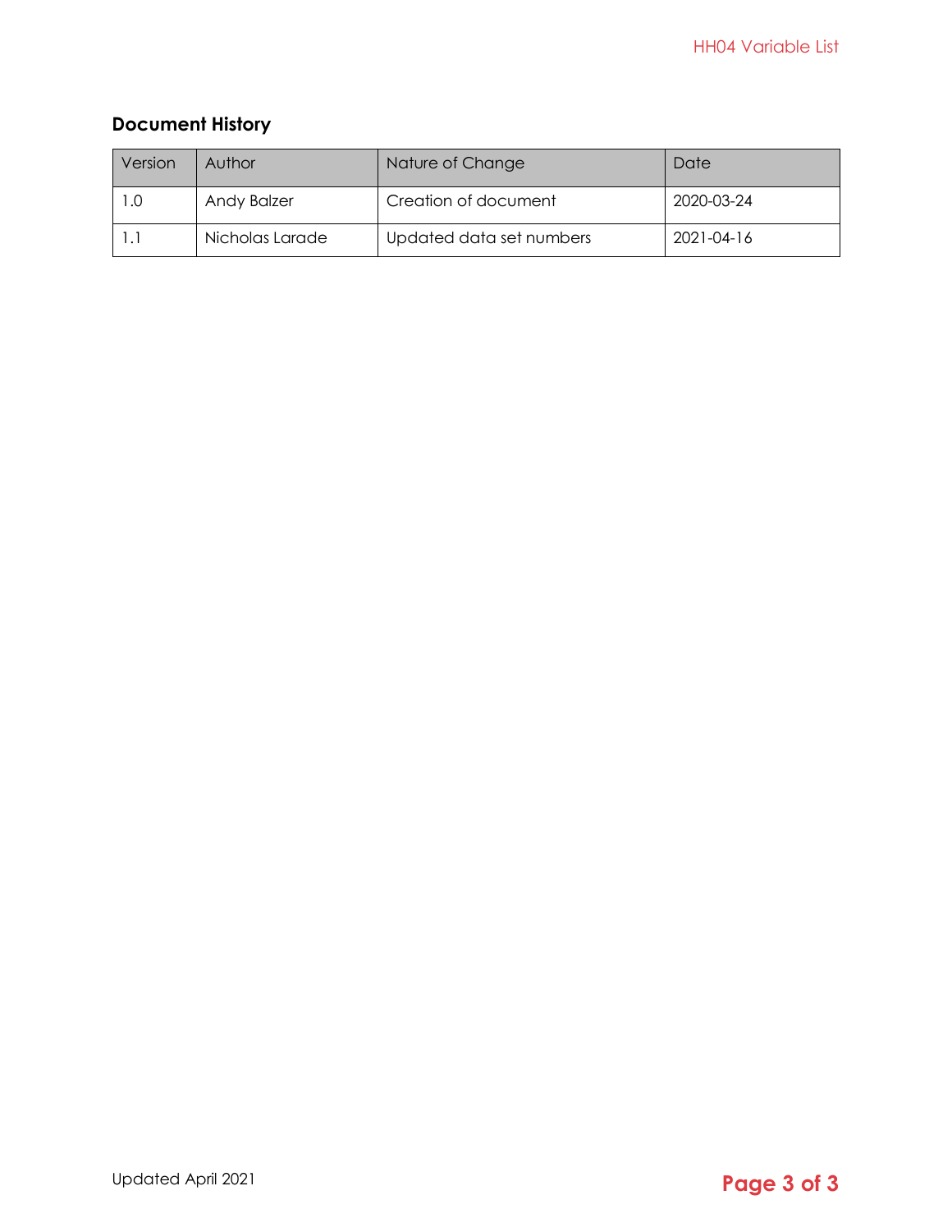## Document History

| Version | Author | Nature of Change | Date |
|---|---|---|---|
| 1.0 | Andy Balzer | Creation of document | 2020-03-24 |
| 1.1 | Nicholas Larade | Updated data set numbers | 2021-04-16 |